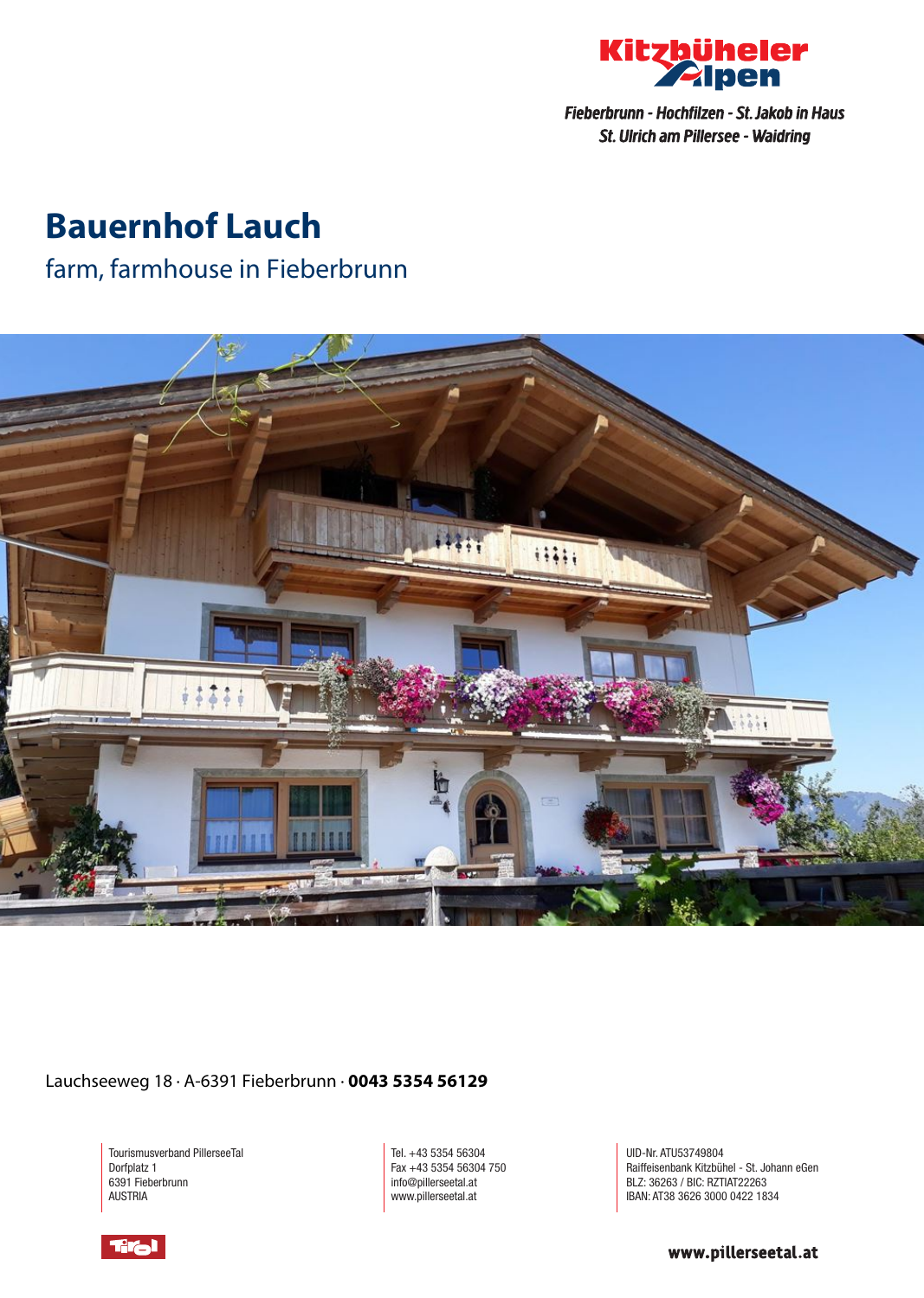Kitzbüheler Alpen

*Fieberbrunn - Hochfilzen - St. Jakob in Haus*
*St. Ulrich am Pillersee - Waidring*

# Bauernhof Lauch

## farm, farmhouse in Fieberbrunn

Lauchseeweg 18 · A-6391 Fieberbrunn · **0043 5354 56129**

Tourismusverband PillerseeTal
Dorfplatz 1
6391 Fieberbrunn
AUSTRIA

Tel. +43 5354 56304
Fax +43 5354 56304 750
info@pillerseetal.at
www.pillerseetal.at

UID-Nr. ATU53749804
Raiffeisenbank Kitzbühel - St. Johann eGen
BLZ: 36263 / BIC: RZTIAT22263
IBAN: AT38 3626 3000 0422 1834

Tirol

**www.pillerseetal.at**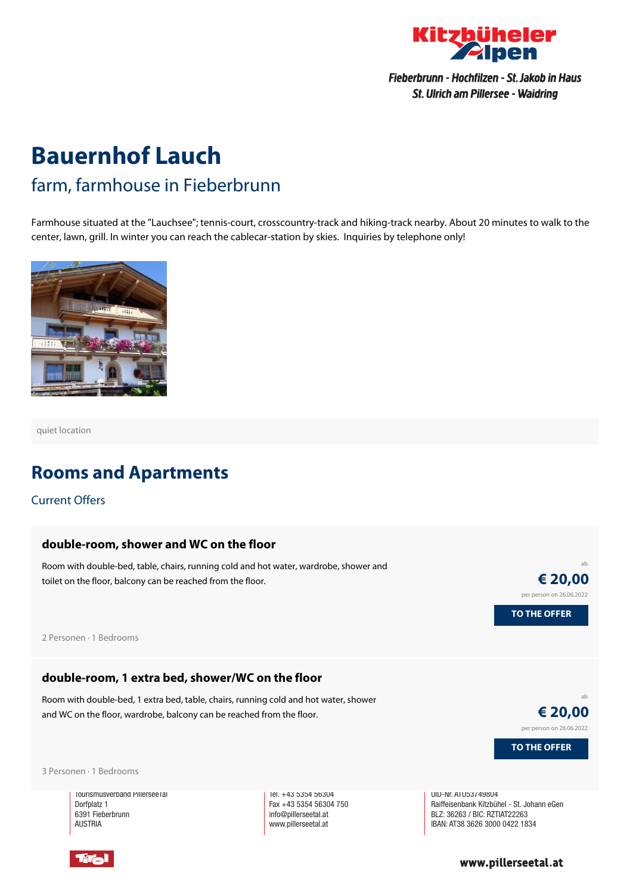# Bauernhof Lauch

## farm, farmhouse in Fieberbrunn

Farmhouse situated at the "Lauchsee"; tennis-court, crosscountry-track and hiking-track nearby. About 20 minutes to walk to the center, lawn, grill. In winter you can reach the cablecar-station by skies. Inquiries by telephone only!

quiet location

## Rooms and Apartments

### Current Offers

**double-room, shower and WC on the floor**

Room with double-bed, table, chairs, running cold and hot water, wardrobe, shower and toilet on the floor, balcony can be reached from the floor.

ab **€ 20,00** per person on 26.06.2022

TO THE OFFER

2 Personen · 1 Bedrooms

**double-room, 1 extra bed, shower/WC on the floor**

Room with double-bed, 1 extra bed, table, chairs, running cold and hot water, shower and WC on the floor, wardrobe, balcony can be reached from the floor.

ab **€ 20,00** per person on 26.06.2022

TO THE OFFER

3 Personen · 1 Bedrooms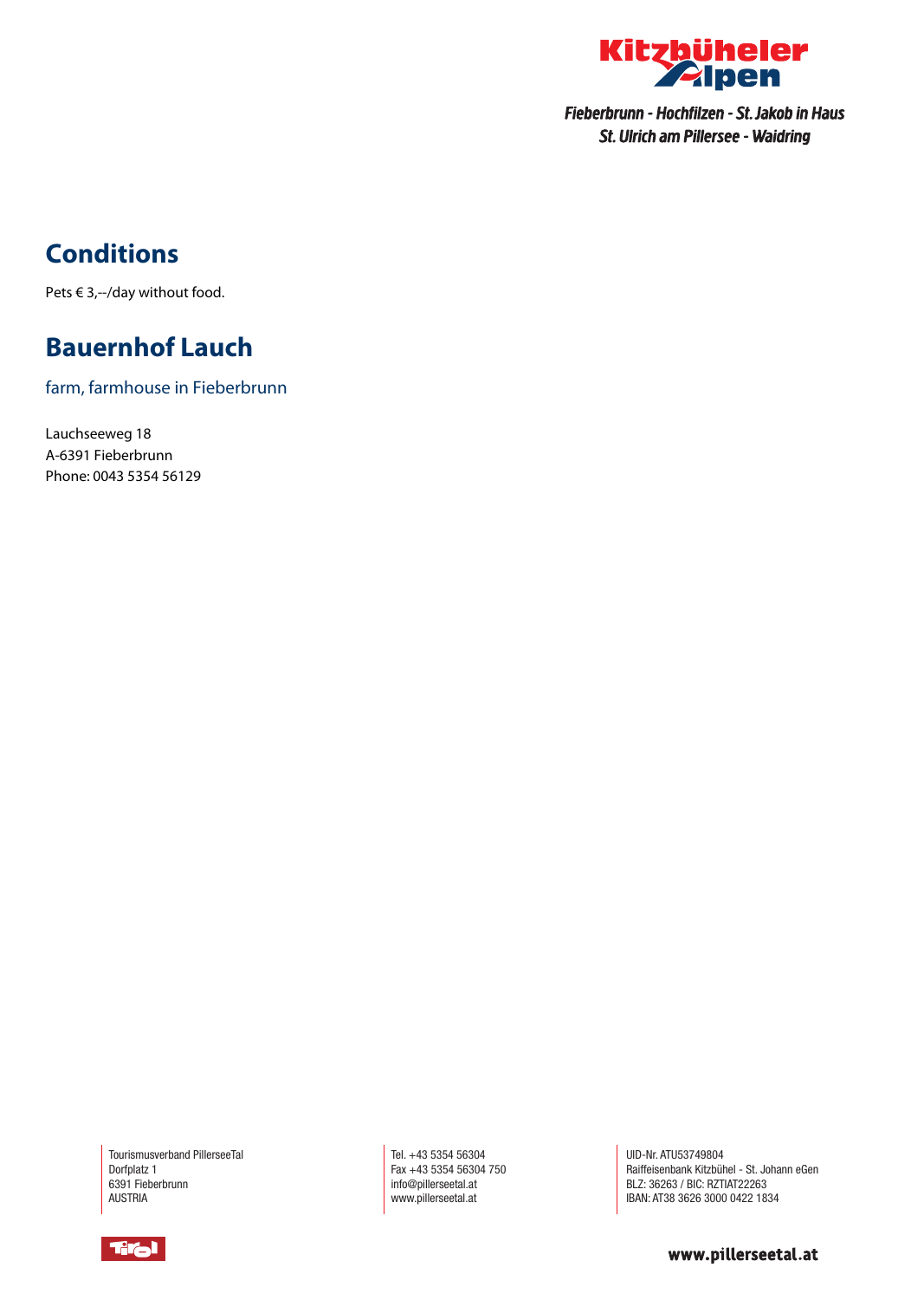## Conditions

Pets € 3,--/day without food.

## Bauernhof Lauch

farm, farmhouse in Fieberbrunn

Lauchseeweg 18
A-6391 Fieberbrunn
Phone: 0043 5354 56129